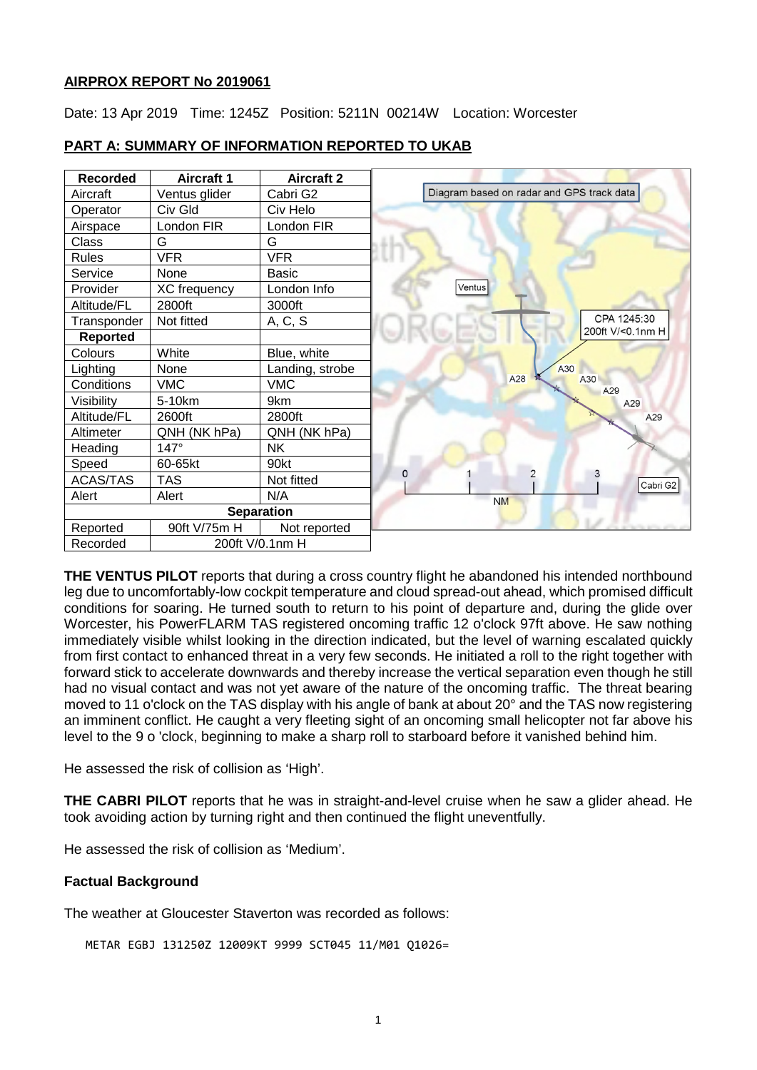**AIRPROX REPORT No 2019061**

Date: 13 Apr 2019 Time: 1245Z Position: 5211N 00214W Location: Worcester

**PART A: SUMMARY OF INFORMATION REPORTED TO UKAB**

| Recorded | Aircraft 1 | Aircraft 2 |
|---|---|---|
| Aircraft | Ventus glider | Cabri G2 |
| Operator | Civ Gld | Civ Helo |
| Airspace | London FIR | London FIR |
| Class | G | G |
| Rules | VFR | VFR |
| Service | None | Basic |
| Provider | XC frequency | London Info |
| Altitude/FL | 2800ft | 3000ft |
| Transponder | Not fitted | A, C, S |
| **Reported** | | |
| Colours | White | Blue, white |
| Lighting | None | Landing, strobe |
| Conditions | VMC | VMC |
| Visibility | 5-10km | 9km |
| Altitude/FL | 2600ft | 2800ft |
| Altimeter | QNH (NK hPa) | QNH (NK hPa) |
| Heading | 147° | NK |
| Speed | 60-65kt | 90kt |
| ACAS/TAS | TAS | Not fitted |
| Alert | Alert | N/A |
| **Separation** | | |
| Reported | 90ft V/75m H | Not reported |
| Recorded | 200ft V/0.1nm H | |

Diagram based on radar and GPS track data

**THE VENTUS PILOT** reports that during a cross country flight he abandoned his intended northbound leg due to uncomfortably-low cockpit temperature and cloud spread-out ahead, which promised difficult conditions for soaring. He turned south to return to his point of departure and, during the glide over Worcester, his PowerFLARM TAS registered oncoming traffic 12 o'clock 97ft above. He saw nothing immediately visible whilst looking in the direction indicated, but the level of warning escalated quickly from first contact to enhanced threat in a very few seconds. He initiated a roll to the right together with forward stick to accelerate downwards and thereby increase the vertical separation even though he still had no visual contact and was not yet aware of the nature of the oncoming traffic. The threat bearing moved to 11 o'clock on the TAS display with his angle of bank at about 20° and the TAS now registering an imminent conflict. He caught a very fleeting sight of an oncoming small helicopter not far above his level to the 9 o 'clock, beginning to make a sharp roll to starboard before it vanished behind him.

He assessed the risk of collision as 'High'.

**THE CABRI PILOT** reports that he was in straight-and-level cruise when he saw a glider ahead. He took avoiding action by turning right and then continued the flight uneventfully.

He assessed the risk of collision as 'Medium'.

**Factual Background**

The weather at Gloucester Staverton was recorded as follows:

```
METAR EGBJ 131250Z 12009KT 9999 SCT045 11/M01 Q1026=
```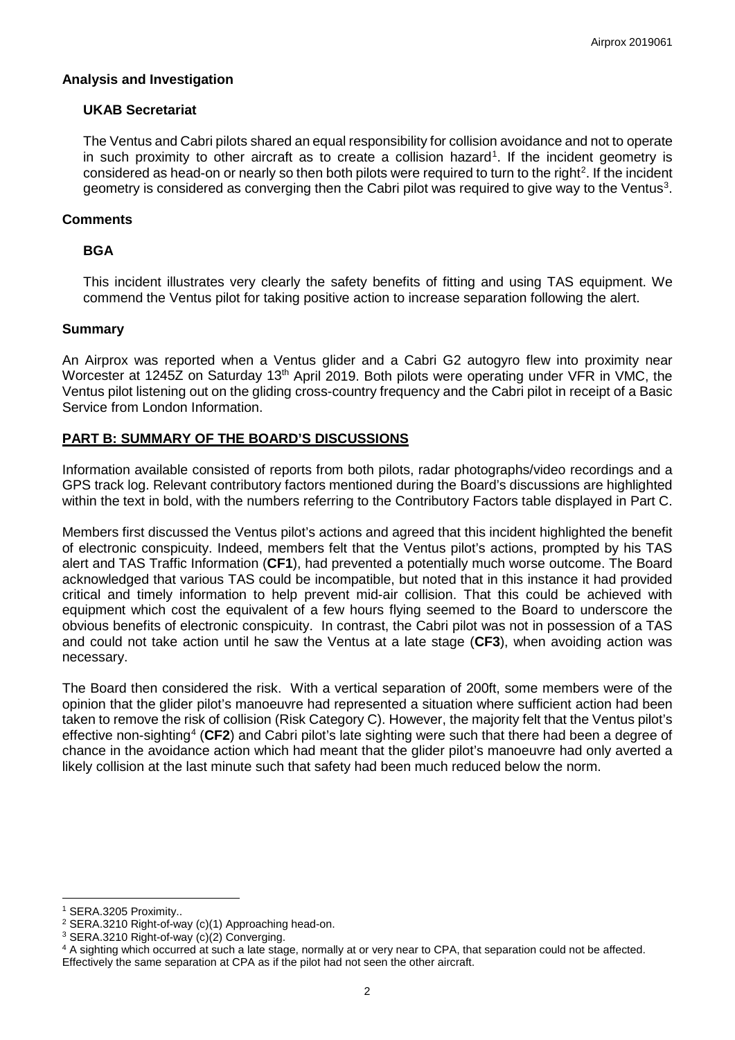### Analysis and Investigation

#### UKAB Secretariat

The Ventus and Cabri pilots shared an equal responsibility for collision avoidance and not to operate in such proximity to other aircraft as to create a collision hazard[1]. If the incident geometry is considered as head-on or nearly so then both pilots were required to turn to the right[2]. If the incident geometry is considered as converging then the Cabri pilot was required to give way to the Ventus[3].

### Comments

#### BGA

This incident illustrates very clearly the safety benefits of fitting and using TAS equipment. We commend the Ventus pilot for taking positive action to increase separation following the alert.

### Summary

An Airprox was reported when a Ventus glider and a Cabri G2 autogyro flew into proximity near Worcester at 1245Z on Saturday 13th April 2019. Both pilots were operating under VFR in VMC, the Ventus pilot listening out on the gliding cross-country frequency and the Cabri pilot in receipt of a Basic Service from London Information.

## PART B: SUMMARY OF THE BOARD'S DISCUSSIONS

Information available consisted of reports from both pilots, radar photographs/video recordings and a GPS track log. Relevant contributory factors mentioned during the Board's discussions are highlighted within the text in bold, with the numbers referring to the Contributory Factors table displayed in Part C.

Members first discussed the Ventus pilot's actions and agreed that this incident highlighted the benefit of electronic conspicuity. Indeed, members felt that the Ventus pilot's actions, prompted by his TAS alert and TAS Traffic Information (**CF1**), had prevented a potentially much worse outcome. The Board acknowledged that various TAS could be incompatible, but noted that in this instance it had provided critical and timely information to help prevent mid-air collision. That this could be achieved with equipment which cost the equivalent of a few hours flying seemed to the Board to underscore the obvious benefits of electronic conspicuity. In contrast, the Cabri pilot was not in possession of a TAS and could not take action until he saw the Ventus at a late stage (**CF3**), when avoiding action was necessary.

The Board then considered the risk. With a vertical separation of 200ft, some members were of the opinion that the glider pilot's manoeuvre had represented a situation where sufficient action had been taken to remove the risk of collision (Risk Category C). However, the majority felt that the Ventus pilot's effective non-sighting[4] (**CF2**) and Cabri pilot's late sighting were such that there had been a degree of chance in the avoidance action which had meant that the glider pilot's manoeuvre had only averted a likely collision at the last minute such that safety had been much reduced below the norm.

---

[1] SERA.3205 Proximity..

[2] SERA.3210 Right-of-way (c)(1) Approaching head-on.

[3] SERA.3210 Right-of-way (c)(2) Converging.

[4] A sighting which occurred at such a late stage, normally at or very near to CPA, that separation could not be affected. Effectively the same separation at CPA as if the pilot had not seen the other aircraft.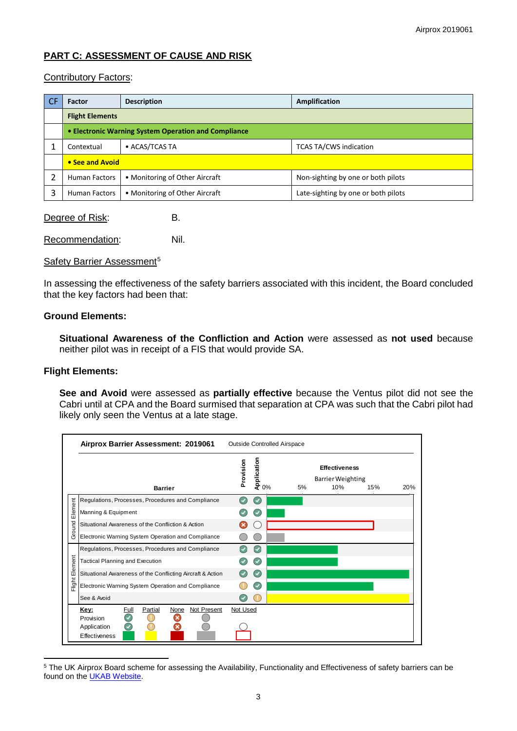## PART C: ASSESSMENT OF CAUSE AND RISK

Contributory Factors:

| CF | Factor | Description | Amplification |
|---|---|---|---|
| | **Flight Elements** | | |
| | **• Electronic Warning System Operation and Compliance** | | |
| 1 | Contextual | • ACAS/TCAS TA | TCAS TA/CWS indication |
| | **• See and Avoid** | | |
| 2 | Human Factors | • Monitoring of Other Aircraft | Non-sighting by one or both pilots |
| 3 | Human Factors | • Monitoring of Other Aircraft | Late-sighting by one or both pilots |

Degree of Risk: B.

Recommendation: Nil.

Safety Barrier Assessment[5]

In assessing the effectiveness of the safety barriers associated with this incident, the Board concluded that the key factors had been that:

**Ground Elements:**

**Situational Awareness of the Confliction and Action** were assessed as **not used** because neither pilot was in receipt of a FIS that would provide SA.

**Flight Elements:**

**See and Avoid** were assessed as **partially effective** because the Ventus pilot did not see the Cabri until at CPA and the Board surmised that separation at CPA was such that the Cabri pilot had likely only seen the Ventus at a late stage.

Airprox Barrier Assessment: 2019061
Outside Controlled Airspace

Barrier
Provision
Application
Effectiveness
Barrier Weighting
0%
5%
10%
15%
20%

Ground Element
Regulations, Processes, Procedures and Compliance
Manning & Equipment
Situational Awareness of the Confliction & Action
Electronic Warning System Operation and Compliance

Flight Element
Regulations, Processes, Procedures and Compliance
Tactical Planning and Execution
Situational Awareness of the Conflicting Aircraft & Action
Electronic Warning System Operation and Compliance
See & Avoid

Key: Full, Partial, None, Not Present, Not Used
Provision
Application
Effectiveness

---

[5] The UK Airprox Board scheme for assessing the Availability, Functionality and Effectiveness of safety barriers can be found on the UKAB Website.